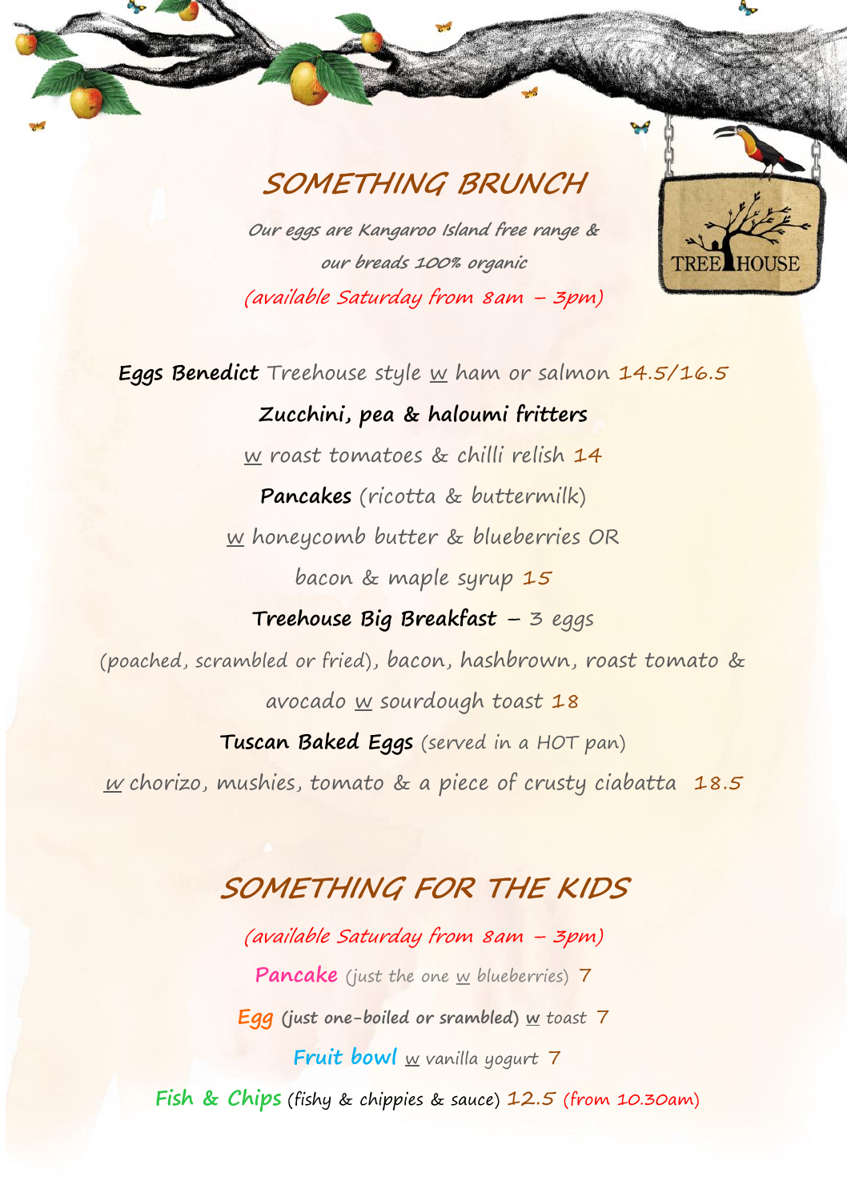## SOMETHING BRUNCH

*Our eggs are Kangaroo Island free range & our breads 100% organic*

*(available Saturday from 8am – 3pm)*

**Eggs Benedict** Treehouse style w ham or salmon 14.5/16.5

**Zucchini, pea & haloumi fritters**

w roast tomatoes & chilli relish 14

**Pancakes** (ricotta & buttermilk)

w honeycomb butter & blueberries OR

bacon & maple syrup 15

**Treehouse Big Breakfast** – 3 eggs

(poached, scrambled or fried), bacon, hashbrown, roast tomato &

avocado w sourdough toast 18

**Tuscan Baked Eggs** (served in a HOT pan)

w chorizo, mushies, tomato & a piece of crusty ciabatta 18.5

## SOMETHING FOR THE KIDS

*(available Saturday from 8am – 3pm)*

**Pancake** (just the one w blueberries) 7

**Egg** (just one-boiled or srambled) w toast 7

**Fruit bowl** w vanilla yogurt 7

**Fish & Chips** (fishy & chippies & sauce) 12.5 (from 10.30am)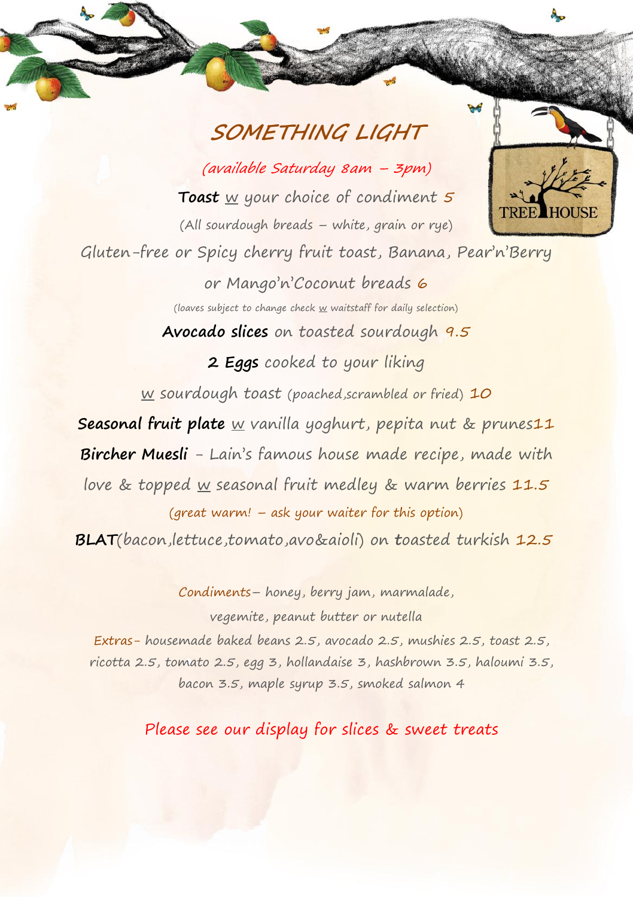## SOMETHING LIGHT

*(available Saturday 8am – 3pm)*

**Toast** w your choice of condiment 5

(All sourdough breads – white, grain or rye)

Gluten-free or Spicy cherry fruit toast, Banana, Pear'n'Berry or Mango'n'Coconut breads 6

(loaves subject to change check w waitstaff for daily selection)

**Avocado slices** on toasted sourdough 9.5

**2 Eggs** cooked to your liking w sourdough toast (poached,scrambled or fried) 10

**Seasonal fruit plate** w vanilla yoghurt, pepita nut & prunes11

**Bircher Muesli** - Lain's famous house made recipe, made with love & topped w seasonal fruit medley & warm berries 11.5

(great warm! – ask your waiter for this option)

**BLAT**(bacon,lettuce,tomato,avo&aioli) on toasted turkish 12.5

Condiments– honey, berry jam, marmalade, vegemite, peanut butter or nutella

Extras- housemade baked beans 2.5, avocado 2.5, mushies 2.5, toast 2.5, ricotta 2.5, tomato 2.5, egg 3, hollandaise 3, hashbrown 3.5, haloumi 3.5, bacon 3.5, maple syrup 3.5, smoked salmon 4

Please see our display for slices & sweet treats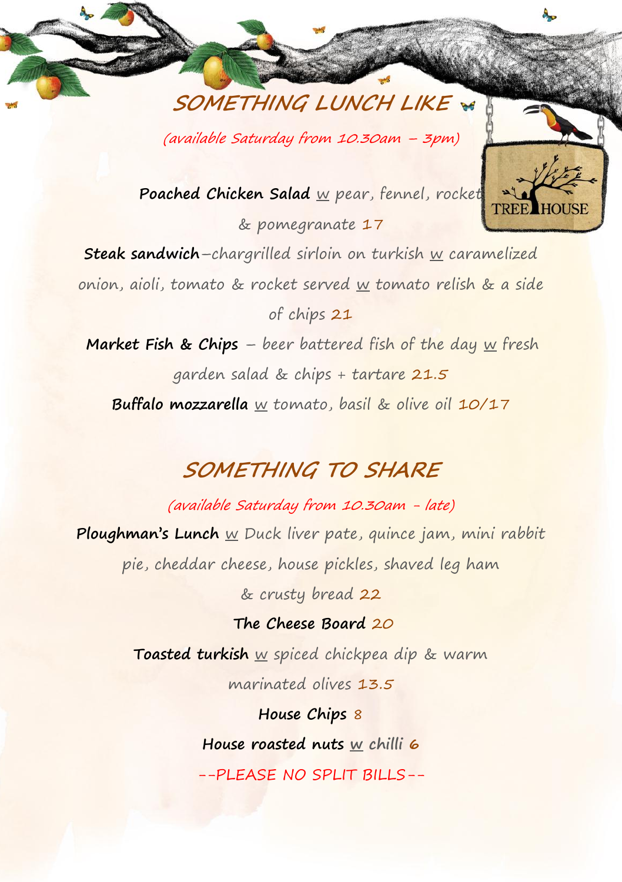## SOMETHING LUNCH LIKE

*(available Saturday from 10.30am – 3pm)*

**Poached Chicken Salad** w pear, fennel, rocket & pomegranate 17

**Steak sandwich**–chargrilled sirloin on turkish w caramelized onion, aioli, tomato & rocket served w tomato relish & a side of chips 21

**Market Fish & Chips** – beer battered fish of the day w fresh garden salad & chips + tartare 21.5

**Buffalo mozzarella** w tomato, basil & olive oil 10/17

## SOMETHING TO SHARE

*(available Saturday from 10.30am - late)*

**Ploughman's Lunch** w Duck liver pate, quince jam, mini rabbit pie, cheddar cheese, house pickles, shaved leg ham & crusty bread 22

**The Cheese Board** 20

**Toasted turkish** w spiced chickpea dip & warm marinated olives 13.5

**House Chips** 8

**House roasted nuts** w chilli 6

--PLEASE NO SPLIT BILLS--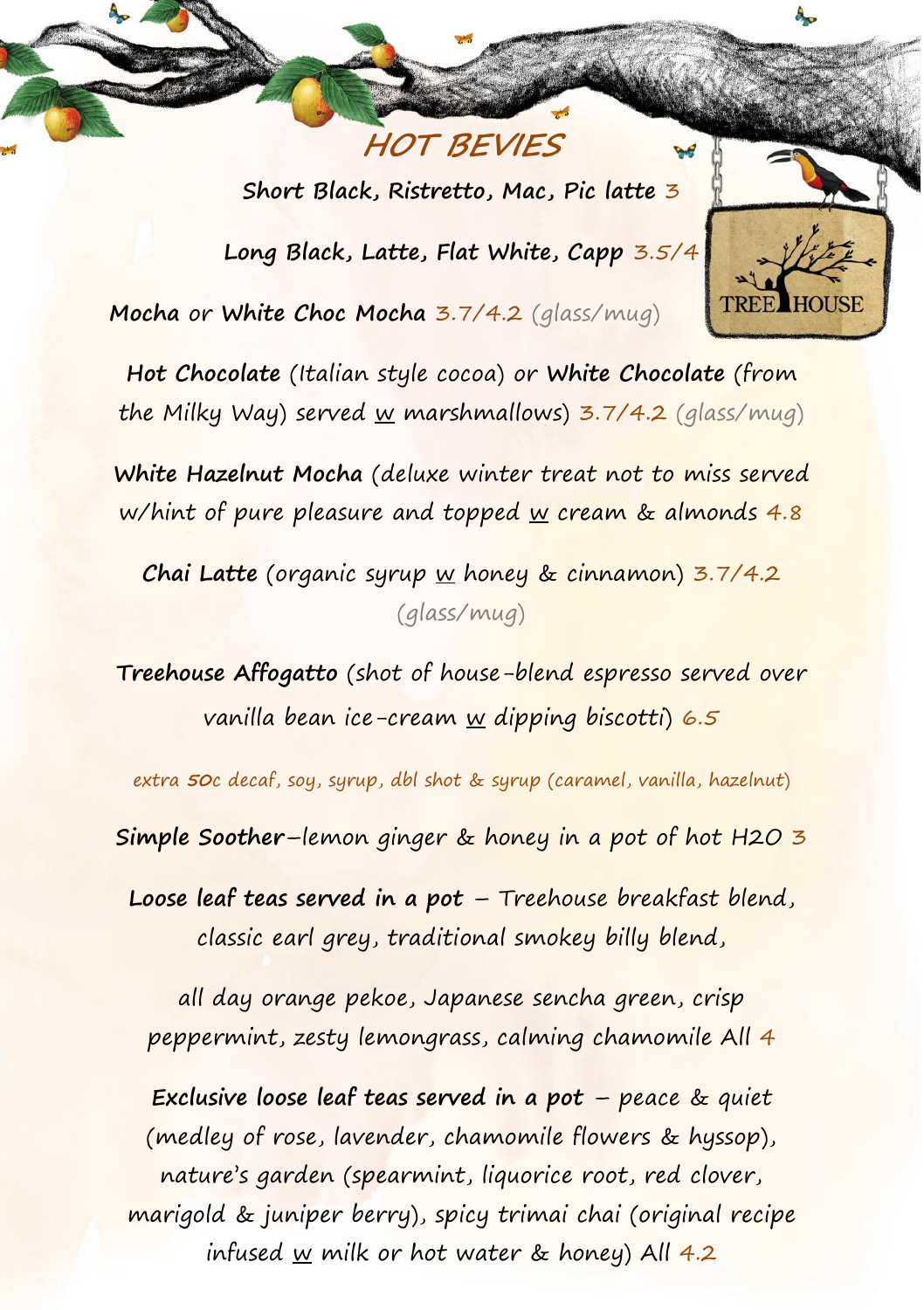# HOT BEVIES

**Short Black, Ristretto, Mac, Pic latte** 3

**Long Black, Latte, Flat White, Capp** 3.5/4

**Mocha** *or* **White Choc Mocha** 3.7/4.2 *(glass/mug)*

**Hot Chocolate** *(Italian style cocoa) or* **White Chocolate** *(from the Milky Way) served w marshmallows)* 3.7/4.2 *(glass/mug)*

**White Hazelnut Mocha** *(deluxe winter treat not to miss served w/hint of pure pleasure and topped w cream & almonds* 4.8

**Chai Latte** *(organic syrup w honey & cinnamon)* 3.7/4.2 *(glass/mug)*

**Treehouse Affogatto** *(shot of house-blend espresso served over vanilla bean ice-cream w dipping biscotti)* 6.5

*extra 50c decaf, soy, syrup, dbl shot & syrup (caramel, vanilla, hazelnut)*

**Simple Soother**–*lemon ginger & honey in a pot of hot H2O* 3

**Loose leaf teas served in a pot** – *Treehouse breakfast blend, classic earl grey, traditional smokey billy blend,*

*all day orange pekoe, Japanese sencha green, crisp peppermint, zesty lemongrass, calming chamomile All* 4

**Exclusive loose leaf teas served in a pot** – *peace & quiet (medley of rose, lavender, chamomile flowers & hyssop), nature's garden (spearmint, liquorice root, red clover, marigold & juniper berry), spicy trimai chai (original recipe infused w milk or hot water & honey) All* 4.2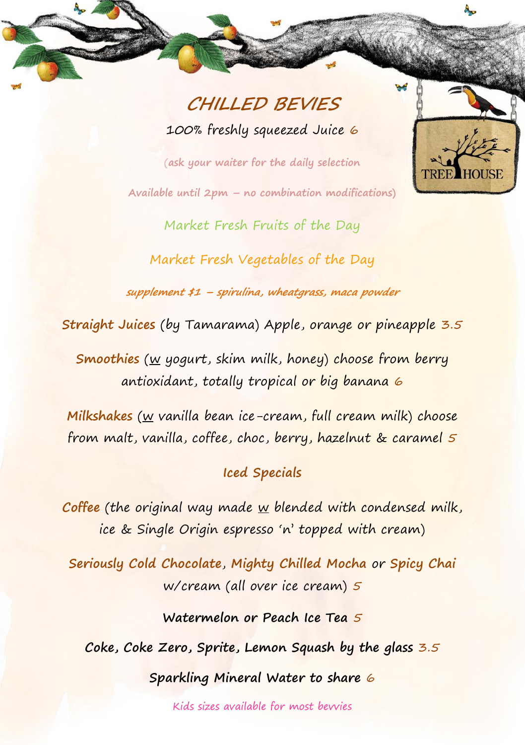# CHILLED BEVIES

TREE HOUSE

100% freshly squeezed Juice 6

(ask your waiter for the daily selection

Available until 2pm – no combination modifications)

Market Fresh Fruits of the Day

Market Fresh Vegetables of the Day

*supplement $1 – spirulina, wheatgrass, maca powder*

**Straight Juices** (by Tamarama) Apple, orange or pineapple 3.5

**Smoothies** (w yogurt, skim milk, honey) choose from berry antioxidant, totally tropical or big banana 6

**Milkshakes** (w vanilla bean ice-cream, full cream milk) choose from malt, vanilla, coffee, choc, berry, hazelnut & caramel 5

## Iced Specials

**Coffee** (the original way made w blended with condensed milk, ice & Single Origin espresso 'n' topped with cream)

**Seriously Cold Chocolate**, **Mighty Chilled Mocha** or **Spicy Chai** w/cream (all over ice cream) 5

**Watermelon or Peach Ice Tea** 5

**Coke, Coke Zero, Sprite, Lemon Squash by the glass** 3.5

**Sparkling Mineral Water to share** 6

Kids sizes available for most bevvies